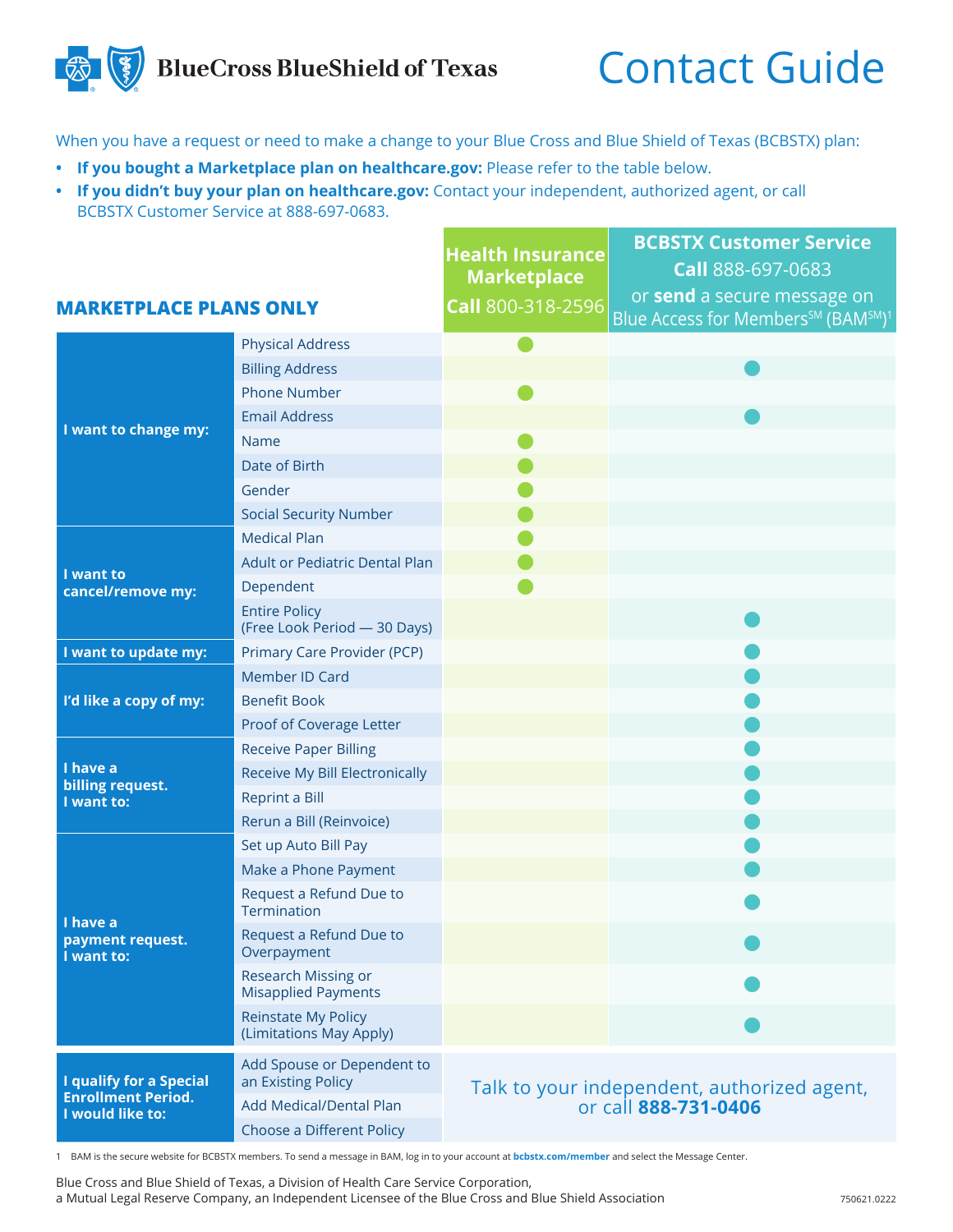# Contact Guide

When you have a request or need to make a change to your Blue Cross and Blue Shield of Texas (BCBSTX) plan:

- **If you bought a Marketplace plan on healthcare.gov:** Please refer to the table below.
- **If you didn't buy your plan on healthcare.gov:** Contact your independent, authorized agent, or call BCBSTX Customer Service at 888-697-0683.

## MARKETPLACE PLANS ONLY

| | | Health Insurance Marketplace **Call** 800-318-2596 | BCBSTX Customer Service **Call** 888-697-0683 or **send** a secure message on Blue Access for Members℠ (BAM℠)[1] |
|---|---|---|---|
| **I want to change my:** | Physical Address | ● | |
| | Billing Address | | ● |
| | Phone Number | ● | |
| | Email Address | | ● |
| | Name | ● | |
| | Date of Birth | ● | |
| | Gender | ● | |
| | Social Security Number | ● | |
| **I want to cancel/remove my:** | Medical Plan | ● | |
| | Adult or Pediatric Dental Plan | ● | |
| | Dependent | ● | |
| | Entire Policy (Free Look Period — 30 Days) | | ● |
| **I want to update my:** | Primary Care Provider (PCP) | | ● |
| **I'd like a copy of my:** | Member ID Card | | ● |
| | Benefit Book | | ● |
| | Proof of Coverage Letter | | ● |
| **I have a billing request. I want to:** | Receive Paper Billing | | ● |
| | Receive My Bill Electronically | | ● |
| | Reprint a Bill | | ● |
| | Rerun a Bill (Reinvoice) | | ● |
| **I have a payment request. I want to:** | Set up Auto Bill Pay | | ● |
| | Make a Phone Payment | | ● |
| | Request a Refund Due to Termination | | ● |
| | Request a Refund Due to Overpayment | | ● |
| | Research Missing or Misapplied Payments | | ● |
| | Reinstate My Policy (Limitations May Apply) | | ● |
| **I qualify for a Special Enrollment Period. I would like to:** | Add Spouse or Dependent to an Existing Policy | Talk to your independent, authorized agent, or call **888-731-0406** | |
| | Add Medical/Dental Plan | | |
| | Choose a Different Policy | | |

1 BAM is the secure website for BCBSTX members. To send a message in BAM, log in to your account at **bcbstx.com/member** and select the Message Center.

Blue Cross and Blue Shield of Texas, a Division of Health Care Service Corporation, a Mutual Legal Reserve Company, an Independent Licensee of the Blue Cross and Blue Shield Association

750621.0222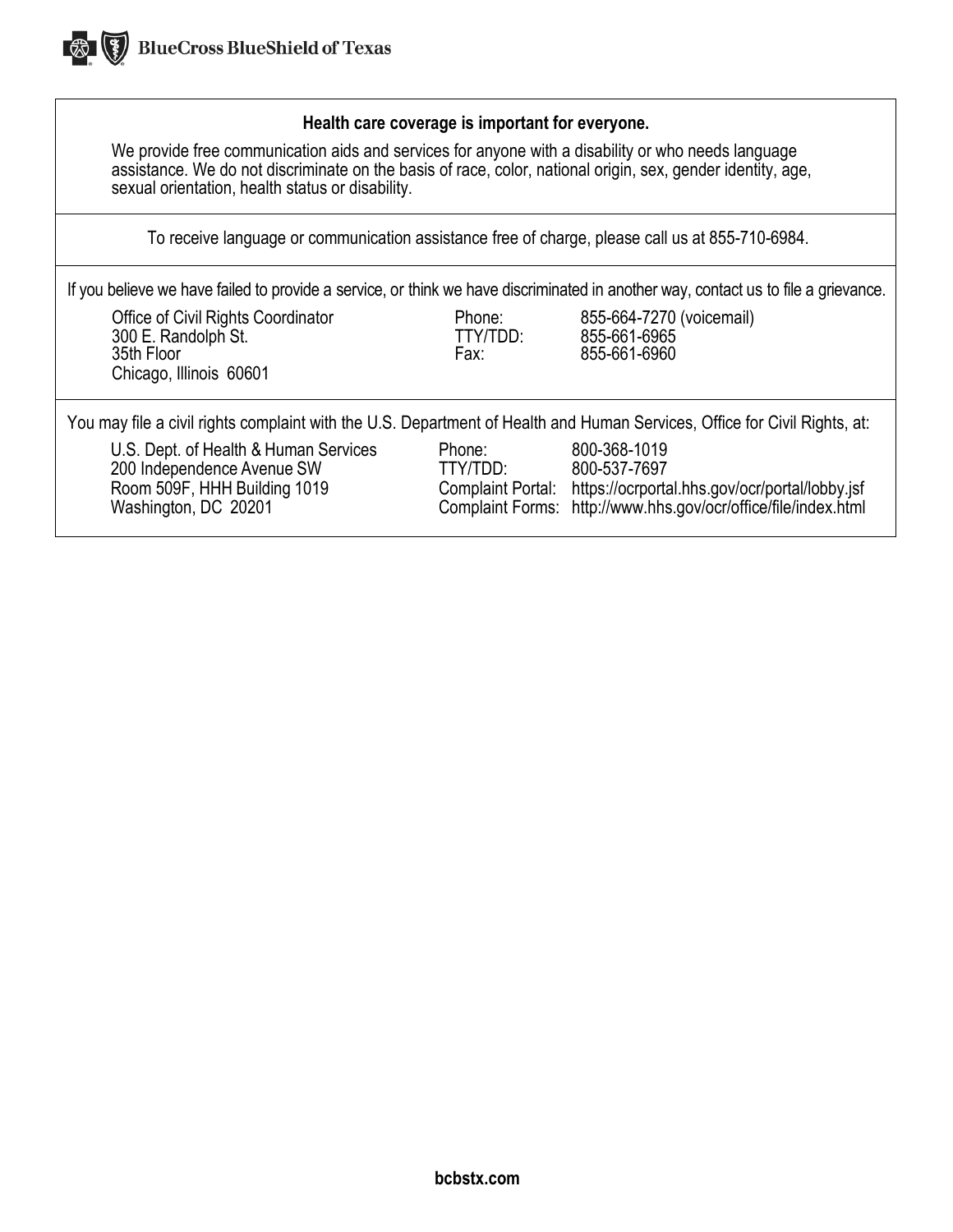BlueCross BlueShield of Texas

**Health care coverage is important for everyone.**

We provide free communication aids and services for anyone with a disability or who needs language assistance. We do not discriminate on the basis of race, color, national origin, sex, gender identity, age, sexual orientation, health status or disability.

To receive language or communication assistance free of charge, please call us at 855-710-6984.

If you believe we have failed to provide a service, or think we have discriminated in another way, contact us to file a grievance.

| | | |
|---|---|---|
| Office of Civil Rights Coordinator | Phone: | 855-664-7270 (voicemail) |
| 300 E. Randolph St. | TTY/TDD: | 855-661-6965 |
| 35th Floor | Fax: | 855-661-6960 |
| Chicago, Illinois 60601 | | |

You may file a civil rights complaint with the U.S. Department of Health and Human Services, Office for Civil Rights, at:

| | | |
|---|---|---|
| U.S. Dept. of Health & Human Services | Phone: | 800-368-1019 |
| 200 Independence Avenue SW | TTY/TDD: | 800-537-7697 |
| Room 509F, HHH Building 1019 | Complaint Portal: | https://ocrportal.hhs.gov/ocr/portal/lobby.jsf |
| Washington, DC 20201 | Complaint Forms: | http://www.hhs.gov/ocr/office/file/index.html |

**bcbstx.com**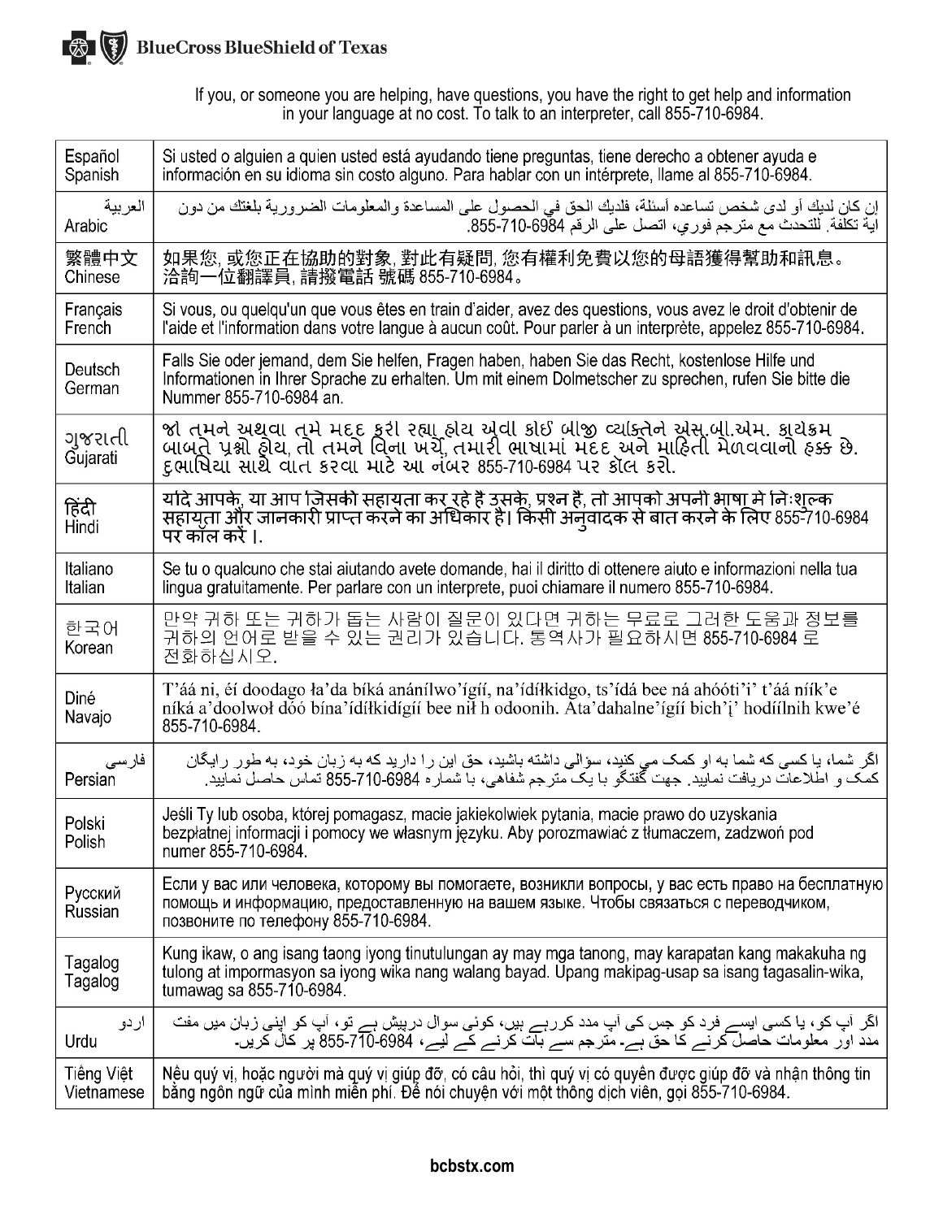BlueCross BlueShield of Texas

If you, or someone you are helping, have questions, you have the right to get help and information in your language at no cost. To talk to an interpreter, call 855-710-6984.

| | |
|---|---|
| Español<br>Spanish | Si usted o alguien a quien usted está ayudando tiene preguntas, tiene derecho a obtener ayuda e información en su idioma sin costo alguno. Para hablar con un intérprete, llame al 855-710-6984. |
| العربية<br>Arabic | إن كان لديك أو لدى شخص تساعده أسئلة، فلديك الحق في الحصول على المساعدة والمعلومات الضرورية بلغتك من دون اية تكلفة. للتحدث مع مترجم فوري، اتصل على الرقم 855-710-6984. |
| 繁體中文<br>Chinese | 如果您, 或您正在協助的對象, 對此有疑問, 您有權利免費以您的母語獲得幫助和訊息。洽詢一位翻譯員, 請撥電話 號碼 855-710-6984。 |
| Français<br>French | Si vous, ou quelqu'un que vous êtes en train d'aider, avez des questions, vous avez le droit d'obtenir de l'aide et l'information dans votre langue à aucun coût. Pour parler à un interprète, appelez 855-710-6984. |
| Deutsch<br>German | Falls Sie oder jemand, dem Sie helfen, Fragen haben, haben Sie das Recht, kostenlose Hilfe und Informationen in Ihrer Sprache zu erhalten. Um mit einem Dolmetscher zu sprechen, rufen Sie bitte die Nummer 855-710-6984 an. |
| ગુજરાતી<br>Gujarati | જો તમને અથવા તમે મદદ કરી રહ્યા હોય એવી કોઈ બીજી વ્યક્તિને એસ.બી.એમ. કાર્યક્રમ બાબતે પ્રશ્નો હોય, તો તમને વિના ખર્ચે, તમારી ભાષામાં મદદ અને માહિતી મેળવવાનો હક્ક છે. દુભાષિયા સાથે વાત કરવા માટે આ નંબર 855-710-6984 પર કૉલ કરો. |
| हिंदी<br>Hindi | यदि आपके, या आप जिसकी सहायता कर रहे हैं उसके, प्रश्न हैं, तो आपको अपनी भाषा में निःशुल्क सहायता और जानकारी प्राप्त करने का अधिकार है। किसी अनुवादक से बात करने के लिए 855-710-6984 पर कॉल करें ।. |
| Italiano<br>Italian | Se tu o qualcuno che stai aiutando avete domande, hai il diritto di ottenere aiuto e informazioni nella tua lingua gratuitamente. Per parlare con un interprete, puoi chiamare il numero 855-710-6984. |
| 한국어<br>Korean | 만약 귀하 또는 귀하가 돕는 사람이 질문이 있다면 귀하는 무료로 그러한 도움과 정보를 귀하의 언어로 받을 수 있는 권리가 있습니다. 통역사가 필요하시면 855-710-6984 로 전화하십시오. |
| Diné<br>Navajo | T'áá ni, éí doodago ła'da bíká anánílwo'ígíí, na'ídíłkidgo, ts'ídá bee ná ahóóti'i' t'áá níík'e níká a'doolwoł dóó bína'ídíłkidígíí bee nił h odoonih. Ata'dahalne'ígíí bich'į' hodíílnih kwe'é 855-710-6984. |
| فارسی<br>Persian | اگر شما، یا کسی که شما به او کمک می کنید، سؤالی داشته باشید، حق این را دارید که به زبان خود، به طور رایگان کمک و اطلاعات دریافت نمایید. جهت گفتگو با یک مترجم شفاهی، با شماره 855-710-6984 تماس حاصل نمایید. |
| Polski<br>Polish | Jeśli Ty lub osoba, której pomagasz, macie jakiekolwiek pytania, macie prawo do uzyskania bezpłatnej informacji i pomocy we własnym języku. Aby porozmawiać z tłumaczem, zadzwoń pod numer 855-710-6984. |
| Русский<br>Russian | Если у вас или человека, которому вы помогаете, возникли вопросы, у вас есть право на бесплатную помощь и информацию, предоставленную на вашем языке. Чтобы связаться с переводчиком, позвоните по телефону 855-710-6984. |
| Tagalog<br>Tagalog | Kung ikaw, o ang isang taong iyong tinutulungan ay may mga tanong, may karapatan kang makakuha ng tulong at impormasyon sa iyong wika nang walang bayad. Upang makipag-usap sa isang tagasalin-wika, tumawag sa 855-710-6984. |
| اردو<br>Urdu | اگر آپ کو، یا کسی ایسے فرد کو جس کی آپ مدد کررہے ہیں، کوئی سوال درپیش ہے تو، آپ کو اپنی زبان میں مفت مدد اور معلومات حاصل کرنے کا حق ہے۔ مترجم سے بات کرنے کے لیے، 855-710-6984 پر کال کریں۔ |
| Tiếng Việt<br>Vietnamese | Nếu quý vị, hoặc người mà quý vị giúp đỡ, có câu hỏi, thì quý vị có quyền được giúp đỡ và nhận thông tin bằng ngôn ngữ của mình miễn phí. Để nói chuyện với một thông dịch viên, gọi 855-710-6984. |

**bcbstx.com**